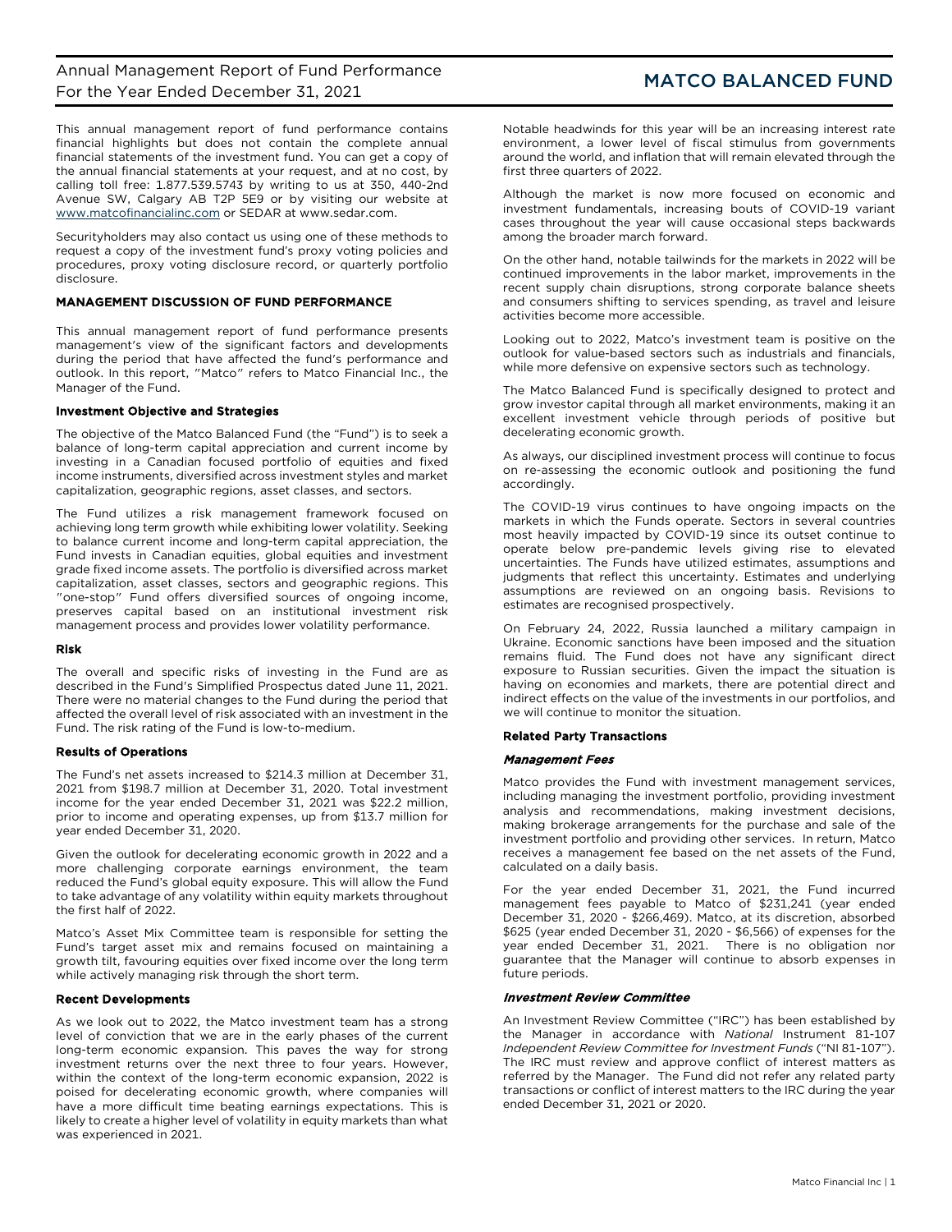# Annual Management Report of Fund Performance
# For the Year Ended December 31, 2021

# MATCO BALANCED FUND

This annual management report of fund performance contains financial highlights but does not contain the complete annual financial statements of the investment fund. You can get a copy of the annual financial statements at your request, and at no cost, by calling toll free: 1.877.539.5743 by writing to us at 350, 440-2nd Avenue SW, Calgary AB T2P 5E9 or by visiting our website at www.matcofinancialinc.com or SEDAR at www.sedar.com.

Securityholders may also contact us using one of these methods to request a copy of the investment fund's proxy voting policies and procedures, proxy voting disclosure record, or quarterly portfolio disclosure.

## MANAGEMENT DISCUSSION OF FUND PERFORMANCE

This annual management report of fund performance presents management's view of the significant factors and developments during the period that have affected the fund's performance and outlook. In this report, "Matco" refers to Matco Financial Inc., the Manager of the Fund.

### Investment Objective and Strategies

The objective of the Matco Balanced Fund (the "Fund") is to seek a balance of long-term capital appreciation and current income by investing in a Canadian focused portfolio of equities and fixed income instruments, diversified across investment styles and market capitalization, geographic regions, asset classes, and sectors.

The Fund utilizes a risk management framework focused on achieving long term growth while exhibiting lower volatility. Seeking to balance current income and long-term capital appreciation, the Fund invests in Canadian equities, global equities and investment grade fixed income assets. The portfolio is diversified across market capitalization, asset classes, sectors and geographic regions. This "one-stop" Fund offers diversified sources of ongoing income, preserves capital based on an institutional investment risk management process and provides lower volatility performance.

### Risk

The overall and specific risks of investing in the Fund are as described in the Fund's Simplified Prospectus dated June 11, 2021. There were no material changes to the Fund during the period that affected the overall level of risk associated with an investment in the Fund. The risk rating of the Fund is low-to-medium.

### Results of Operations

The Fund's net assets increased to $214.3 million at December 31, 2021 from $198.7 million at December 31, 2020. Total investment income for the year ended December 31, 2021 was $22.2 million, prior to income and operating expenses, up from $13.7 million for year ended December 31, 2020.

Given the outlook for decelerating economic growth in 2022 and a more challenging corporate earnings environment, the team reduced the Fund's global equity exposure. This will allow the Fund to take advantage of any volatility within equity markets throughout the first half of 2022.

Matco's Asset Mix Committee team is responsible for setting the Fund's target asset mix and remains focused on maintaining a growth tilt, favouring equities over fixed income over the long term while actively managing risk through the short term.

### Recent Developments

As we look out to 2022, the Matco investment team has a strong level of conviction that we are in the early phases of the current long-term economic expansion. This paves the way for strong investment returns over the next three to four years. However, within the context of the long-term economic expansion, 2022 is poised for decelerating economic growth, where companies will have a more difficult time beating earnings expectations. This is likely to create a higher level of volatility in equity markets than what was experienced in 2021.

Notable headwinds for this year will be an increasing interest rate environment, a lower level of fiscal stimulus from governments around the world, and inflation that will remain elevated through the first three quarters of 2022.

Although the market is now more focused on economic and investment fundamentals, increasing bouts of COVID-19 variant cases throughout the year will cause occasional steps backwards among the broader march forward.

On the other hand, notable tailwinds for the markets in 2022 will be continued improvements in the labor market, improvements in the recent supply chain disruptions, strong corporate balance sheets and consumers shifting to services spending, as travel and leisure activities become more accessible.

Looking out to 2022, Matco's investment team is positive on the outlook for value-based sectors such as industrials and financials, while more defensive on expensive sectors such as technology.

The Matco Balanced Fund is specifically designed to protect and grow investor capital through all market environments, making it an excellent investment vehicle through periods of positive but decelerating economic growth.

As always, our disciplined investment process will continue to focus on re-assessing the economic outlook and positioning the fund accordingly.

The COVID-19 virus continues to have ongoing impacts on the markets in which the Funds operate. Sectors in several countries most heavily impacted by COVID-19 since its outset continue to operate below pre-pandemic levels giving rise to elevated uncertainties. The Funds have utilized estimates, assumptions and judgments that reflect this uncertainty. Estimates and underlying assumptions are reviewed on an ongoing basis. Revisions to estimates are recognised prospectively.

On February 24, 2022, Russia launched a military campaign in Ukraine. Economic sanctions have been imposed and the situation remains fluid. The Fund does not have any significant direct exposure to Russian securities. Given the impact the situation is having on economies and markets, there are potential direct and indirect effects on the value of the investments in our portfolios, and we will continue to monitor the situation.

### Related Party Transactions

#### *Management Fees*

Matco provides the Fund with investment management services, including managing the investment portfolio, providing investment analysis and recommendations, making investment decisions, making brokerage arrangements for the purchase and sale of the investment portfolio and providing other services. In return, Matco receives a management fee based on the net assets of the Fund, calculated on a daily basis.

For the year ended December 31, 2021, the Fund incurred management fees payable to Matco of $231,241 (year ended December 31, 2020 - $266,469). Matco, at its discretion, absorbed $625 (year ended December 31, 2020 - $6,566) of expenses for the year ended December 31, 2021. There is no obligation nor guarantee that the Manager will continue to absorb expenses in future periods.

#### *Investment Review Committee*

An Investment Review Committee ("IRC") has been established by the Manager in accordance with *National* Instrument 81-107 *Independent Review Committee for Investment Funds* ("NI 81-107"). The IRC must review and approve conflict of interest matters as referred by the Manager. The Fund did not refer any related party transactions or conflict of interest matters to the IRC during the year ended December 31, 2021 or 2020.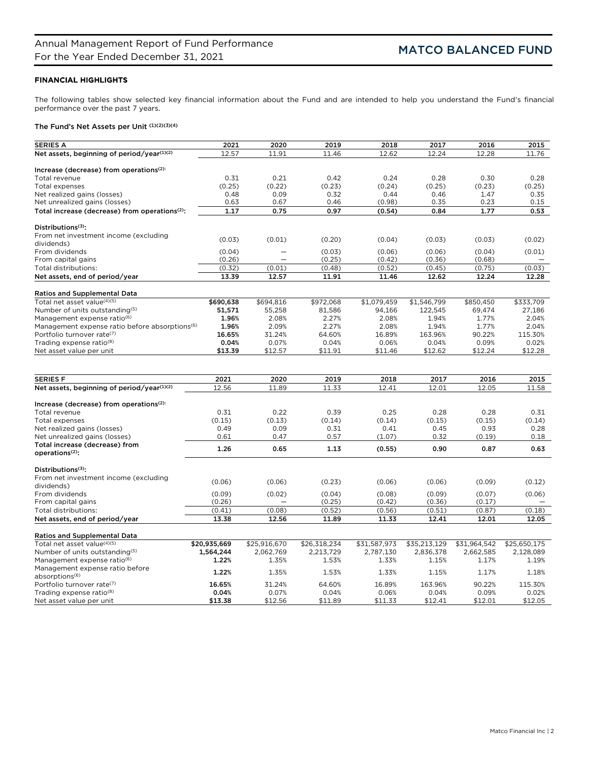## FINANCIAL HIGHLIGHTS

The following tables show selected key financial information about the Fund and are intended to help you understand the Fund's financial performance over the past 7 years.

### The Fund's Net Assets per Unit [(1)(2)(3)(4)]

| SERIES A | 2021 | 2020 | 2019 | 2018 | 2017 | 2016 | 2015 |
|---|---|---|---|---|---|---|---|
| **Net assets, beginning of period/year[(1)(2)]** | 12.57 | 11.91 | 11.46 | 12.62 | 12.24 | 12.28 | 11.76 |
| **Increase (decrease) from operations[(2)]:** | | | | | | | |
| Total revenue | 0.31 | 0.21 | 0.42 | 0.24 | 0.28 | 0.30 | 0.28 |
| Total expenses | (0.25) | (0.22) | (0.23) | (0.24) | (0.25) | (0.23) | (0.25) |
| Net realized gains (losses) | 0.48 | 0.09 | 0.32 | 0.44 | 0.46 | 1.47 | 0.35 |
| Net unrealized gains (losses) | 0.63 | 0.67 | 0.46 | (0.98) | 0.35 | 0.23 | 0.15 |
| **Total increase (decrease) from operations[(2)]:** | **1.17** | **0.75** | **0.97** | **(0.54)** | **0.84** | **1.77** | **0.53** |
| **Distributions[(3)]:** | | | | | | | |
| From net investment income (excluding dividends) | (0.03) | (0.01) | (0.20) | (0.04) | (0.03) | (0.03) | (0.02) |
| From dividends | (0.04) | — | (0.03) | (0.06) | (0.06) | (0.04) | (0.01) |
| From capital gains | (0.26) | — | (0.25) | (0.42) | (0.36) | (0.68) | — |
| Total distributions: | (0.32) | (0.01) | (0.48) | (0.52) | (0.45) | (0.75) | (0.03) |
| **Net assets, end of period/year** | **13.39** | **12.57** | **11.91** | **11.46** | **12.62** | **12.24** | **12.28** |
| **Ratios and Supplemental Data** | | | | | | | |
| Total net asset value[(4)(5)] | **$690,638** | $694,816 | $972,068 | $1,079,459 | $1,546,799 | $850,450 | $333,709 |
| Number of units outstanding[(5)] | **51,571** | 55,258 | 81,586 | 94,166 | 122,545 | 69,474 | 27,186 |
| Management expense ratio[(6)] | **1.96%** | 2.08% | 2.27% | 2.08% | 1.94% | 1.77% | 2.04% |
| Management expense ratio before absorptions[(6)] | **1.96%** | 2.09% | 2.27% | 2.08% | 1.94% | 1.77% | 2.04% |
| Portfolio turnover rate[(7)] | **16.65%** | 31.24% | 64.60% | 16.89% | 163.96% | 90.22% | 115.30% |
| Trading expense ratio[(8)] | **0.04%** | 0.07% | 0.04% | 0.06% | 0.04% | 0.09% | 0.02% |
| Net asset value per unit | **$13.39** | $12.57 | $11.91 | $11.46 | $12.62 | $12.24 | $12.28 |

| SERIES F | 2021 | 2020 | 2019 | 2018 | 2017 | 2016 | 2015 |
|---|---|---|---|---|---|---|---|
| **Net assets, beginning of period/year[(1)(2)]** | 12.56 | 11.89 | 11.33 | 12.41 | 12.01 | 12.05 | 11.58 |
| **Increase (decrease) from operations[(2)]:** | | | | | | | |
| Total revenue | 0.31 | 0.22 | 0.39 | 0.25 | 0.28 | 0.28 | 0.31 |
| Total expenses | (0.15) | (0.13) | (0.14) | (0.14) | (0.15) | (0.15) | (0.14) |
| Net realized gains (losses) | 0.49 | 0.09 | 0.31 | 0.41 | 0.45 | 0.93 | 0.28 |
| Net unrealized gains (losses) | 0.61 | 0.47 | 0.57 | (1.07) | 0.32 | (0.19) | 0.18 |
| **Total increase (decrease) from operations[(2)]:** | **1.26** | **0.65** | **1.13** | **(0.55)** | **0.90** | **0.87** | **0.63** |
| **Distributions[(3)]:** | | | | | | | |
| From net investment income (excluding dividends) | (0.06) | (0.06) | (0.23) | (0.06) | (0.06) | (0.09) | (0.12) |
| From dividends | (0.09) | (0.02) | (0.04) | (0.08) | (0.09) | (0.07) | (0.06) |
| From capital gains | (0.26) | — | (0.25) | (0.42) | (0.36) | (0.17) | — |
| Total distributions: | (0.41) | (0.08) | (0.52) | (0.56) | (0.51) | (0.87) | (0.18) |
| **Net assets, end of period/year** | **13.38** | **12.56** | **11.89** | **11.33** | **12.41** | **12.01** | **12.05** |
| **Ratios and Supplemental Data** | | | | | | | |
| Total net asset value[(4)(5)] | **$20,935,669** | $25,916,670 | $26,318,234 | $31,587,973 | $35,213,129 | $31,964,542 | $25,650,175 |
| Number of units outstanding[(5)] | **1,564,244** | 2,062,769 | 2,213,729 | 2,787,130 | 2,836,378 | 2,662,585 | 2,128,089 |
| Management expense ratio[(6)] | **1.22%** | 1.35% | 1.53% | 1.33% | 1.15% | 1.17% | 1.19% |
| Management expense ratio before absorptions[(6)] | **1.22%** | 1.35% | 1.53% | 1.33% | 1.15% | 1.17% | 1.18% |
| Portfolio turnover rate[(7)] | **16.65%** | 31.24% | 64.60% | 16.89% | 163.96% | 90.22% | 115.30% |
| Trading expense ratio[(8)] | **0.04%** | 0.07% | 0.04% | 0.06% | 0.04% | 0.09% | 0.02% |
| Net asset value per unit | **$13.38** | $12.56 | $11.89 | $11.33 | $12.41 | $12.01 | $12.05 |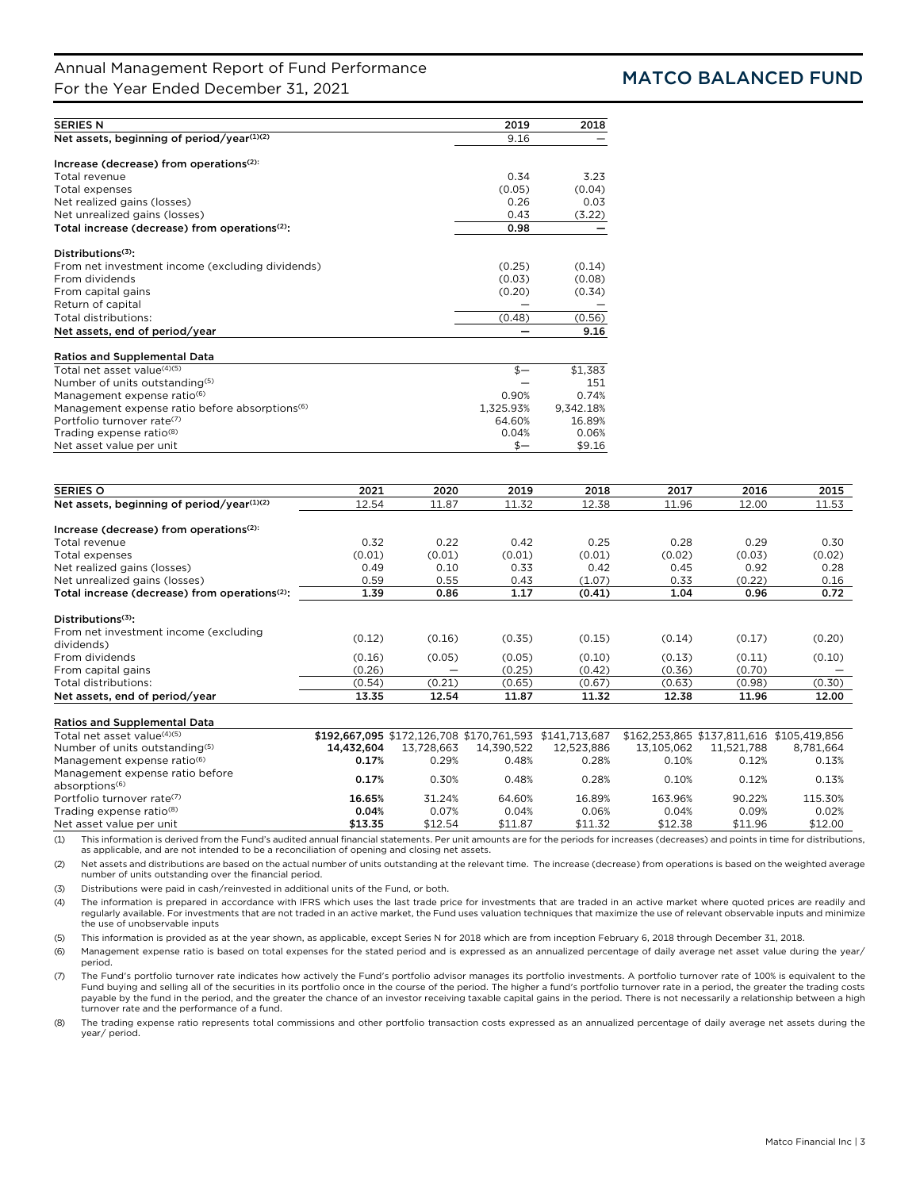Annual Management Report of Fund Performance
For the Year Ended December 31, 2021

**MATCO BALANCED FUND**

| SERIES N | 2019 | 2018 |
|---|---|---|
| **Net assets, beginning of period/year(1)(2)** | 9.16 | — |
| **Increase (decrease) from operations(2):** | | |
| Total revenue | 0.34 | 3.23 |
| Total expenses | (0.05) | (0.04) |
| Net realized gains (losses) | 0.26 | 0.03 |
| Net unrealized gains (losses) | 0.43 | (3.22) |
| **Total increase (decrease) from operations(2):** | **0.98** | **—** |
| **Distributions(3):** | | |
| From net investment income (excluding dividends) | (0.25) | (0.14) |
| From dividends | (0.03) | (0.08) |
| From capital gains | (0.20) | (0.34) |
| Return of capital | — | — |
| Total distributions: | (0.48) | (0.56) |
| **Net assets, end of period/year** | **—** | **9.16** |
| **Ratios and Supplemental Data** | | |
| Total net asset value(4)(5) | $— | $1,383 |
| Number of units outstanding(5) | — | 151 |
| Management expense ratio(6) | 0.90% | 0.74% |
| Management expense ratio before absorptions(6) | 1,325.93% | 9,342.18% |
| Portfolio turnover rate(7) | 64.60% | 16.89% |
| Trading expense ratio(8) | 0.04% | 0.06% |
| Net asset value per unit | $— | $9.16 |

| SERIES O | 2021 | 2020 | 2019 | 2018 | 2017 | 2016 | 2015 |
|---|---|---|---|---|---|---|---|
| **Net assets, beginning of period/year(1)(2)** | 12.54 | 11.87 | 11.32 | 12.38 | 11.96 | 12.00 | 11.53 |
| **Increase (decrease) from operations(2):** | | | | | | | |
| Total revenue | 0.32 | 0.22 | 0.42 | 0.25 | 0.28 | 0.29 | 0.30 |
| Total expenses | (0.01) | (0.01) | (0.01) | (0.01) | (0.02) | (0.03) | (0.02) |
| Net realized gains (losses) | 0.49 | 0.10 | 0.33 | 0.42 | 0.45 | 0.92 | 0.28 |
| Net unrealized gains (losses) | 0.59 | 0.55 | 0.43 | (1.07) | 0.33 | (0.22) | 0.16 |
| **Total increase (decrease) from operations(2):** | **1.39** | **0.86** | **1.17** | **(0.41)** | **1.04** | **0.96** | **0.72** |
| **Distributions(3):** | | | | | | | |
| From net investment income (excluding dividends) | (0.12) | (0.16) | (0.35) | (0.15) | (0.14) | (0.17) | (0.20) |
| From dividends | (0.16) | (0.05) | (0.05) | (0.10) | (0.13) | (0.11) | (0.10) |
| From capital gains | (0.26) | — | (0.25) | (0.42) | (0.36) | (0.70) | — |
| Total distributions: | (0.54) | (0.21) | (0.65) | (0.67) | (0.63) | (0.98) | (0.30) |
| **Net assets, end of period/year** | **13.35** | **12.54** | **11.87** | **11.32** | **12.38** | **11.96** | **12.00** |
| **Ratios and Supplemental Data** | | | | | | | |
| Total net asset value(4)(5) | **$192,667,095** | $172,126,708 | $170,761,593 | $141,713,687 | $162,253,865 | $137,811,616 | $105,419,856 |
| Number of units outstanding(5) | **14,432,604** | 13,728,663 | 14,390,522 | 12,523,886 | 13,105,062 | 11,521,788 | 8,781,664 |
| Management expense ratio(6) | **0.17%** | 0.29% | 0.48% | 0.28% | 0.10% | 0.12% | 0.13% |
| Management expense ratio before absorptions(6) | **0.17%** | 0.30% | 0.48% | 0.28% | 0.10% | 0.12% | 0.13% |
| Portfolio turnover rate(7) | **16.65%** | 31.24% | 64.60% | 16.89% | 163.96% | 90.22% | 115.30% |
| Trading expense ratio(8) | **0.04%** | 0.07% | 0.04% | 0.06% | 0.04% | 0.09% | 0.02% |
| Net asset value per unit | **$13.35** | $12.54 | $11.87 | $11.32 | $12.38 | $11.96 | $12.00 |

(1) This information is derived from the Fund's audited annual financial statements. Per unit amounts are for the periods for increases (decreases) and points in time for distributions, as applicable, and are not intended to be a reconciliation of opening and closing net assets.

(2) Net assets and distributions are based on the actual number of units outstanding at the relevant time. The increase (decrease) from operations is based on the weighted average number of units outstanding over the financial period.

(3) Distributions were paid in cash/reinvested in additional units of the Fund, or both.

(4) The information is prepared in accordance with IFRS which uses the last trade price for investments that are traded in an active market where quoted prices are readily and regularly available. For investments that are not traded in an active market, the Fund uses valuation techniques that maximize the use of relevant observable inputs and minimize the use of unobservable inputs

(5) This information is provided as at the year shown, as applicable, except Series N for 2018 which are from inception February 6, 2018 through December 31, 2018.

(6) Management expense ratio is based on total expenses for the stated period and is expressed as an annualized percentage of daily average net asset value during the year/period.

(7) The Fund's portfolio turnover rate indicates how actively the Fund's portfolio advisor manages its portfolio investments. A portfolio turnover rate of 100% is equivalent to the Fund buying and selling all of the securities in its portfolio once in the course of the period. The higher a fund's portfolio turnover rate in a period, the greater the trading costs payable by the fund in the period, and the greater the chance of an investor receiving taxable capital gains in the period. There is not necessarily a relationship between a high turnover rate and the performance of a fund.

(8) The trading expense ratio represents total commissions and other portfolio transaction costs expressed as an annualized percentage of daily average net assets during the year/ period.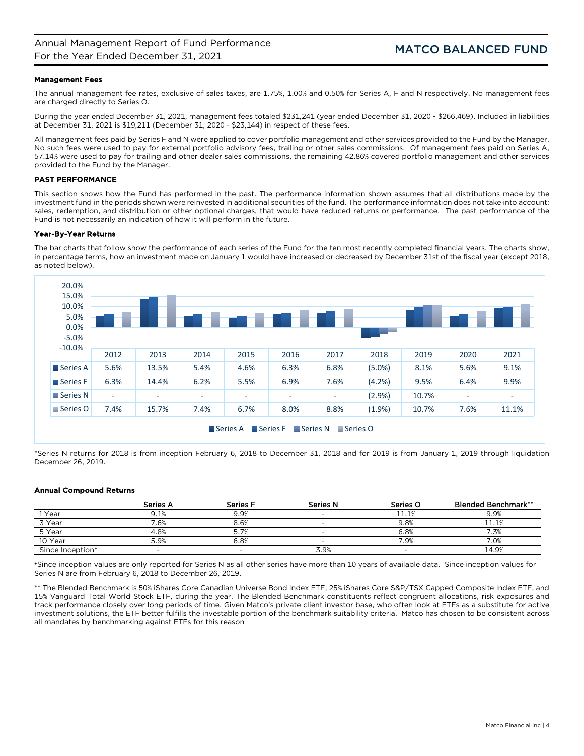### Management Fees

The annual management fee rates, exclusive of sales taxes, are 1.75%, 1.00% and 0.50% for Series A, F and N respectively. No management fees are charged directly to Series O.

During the year ended December 31, 2021, management fees totaled $231,241 (year ended December 31, 2020 - $266,469). Included in liabilities at December 31, 2021 is $19,211 (December 31, 2020 - $23,144) in respect of these fees.

All management fees paid by Series F and N were applied to cover portfolio management and other services provided to the Fund by the Manager. No such fees were used to pay for external portfolio advisory fees, trailing or other sales commissions. Of management fees paid on Series A, 57.14% were used to pay for trailing and other dealer sales commissions, the remaining 42.86% covered portfolio management and other services provided to the Fund by the Manager.

## PAST PERFORMANCE

This section shows how the Fund has performed in the past. The performance information shown assumes that all distributions made by the investment fund in the periods shown were reinvested in additional securities of the fund. The performance information does not take into account: sales, redemption, and distribution or other optional charges, that would have reduced returns or performance. The past performance of the Fund is not necessarily an indication of how it will perform in the future.

### Year-By-Year Returns

The bar charts that follow show the performance of each series of the Fund for the ten most recently completed financial years. The charts show, in percentage terms, how an investment made on January 1 would have increased or decreased by December 31st of the fiscal year (except 2018, as noted below).

| | 2012 | 2013 | 2014 | 2015 | 2016 | 2017 | 2018 | 2019 | 2020 | 2021 |
|---|---|---|---|---|---|---|---|---|---|---|
| Series A | 5.6% | 13.5% | 5.4% | 4.6% | 6.3% | 6.8% | (5.0%) | 8.1% | 5.6% | 9.1% |
| Series F | 6.3% | 14.4% | 6.2% | 5.5% | 6.9% | 7.6% | (4.2%) | 9.5% | 6.4% | 9.9% |
| Series N | - | - | - | - | - | - | (2.9%) | 10.7% | - | - |
| Series O | 7.4% | 15.7% | 7.4% | 6.7% | 8.0% | 8.8% | (1.9%) | 10.7% | 7.6% | 11.1% |

*Series N returns for 2018 is from inception February 6, 2018 to December 31, 2018 and for 2019 is from January 1, 2019 through liquidation December 26, 2019.

### Annual Compound Returns

| | Series A | Series F | Series N | Series O | Blended Benchmark** |
|---|---|---|---|---|---|
| 1 Year | 9.1% | 9.9% | - | 11.1% | 9.9% |
| 3 Year | 7.6% | 8.6% | - | 9.8% | 11.1% |
| 5 Year | 4.8% | 5.7% | - | 6.8% | 7.3% |
| 10 Year | 5.9% | 6.8% | - | 7.9% | 7.0% |
| Since Inception+ | - | - | 3.9% | - | 14.9% |

+Since inception values are only reported for Series N as all other series have more than 10 years of available data. Since inception values for Series N are from February 6, 2018 to December 26, 2019.

** The Blended Benchmark is 50% iShares Core Canadian Universe Bond Index ETF, 25% iShares Core S&P/TSX Capped Composite Index ETF, and 15% Vanguard Total World Stock ETF, during the year. The Blended Benchmark constituents reflect congruent allocations, risk exposures and track performance closely over long periods of time. Given Matco's private client investor base, who often look at ETFs as a substitute for active investment solutions, the ETF better fulfills the investable portion of the benchmark suitability criteria. Matco has chosen to be consistent across all mandates by benchmarking against ETFs for this reason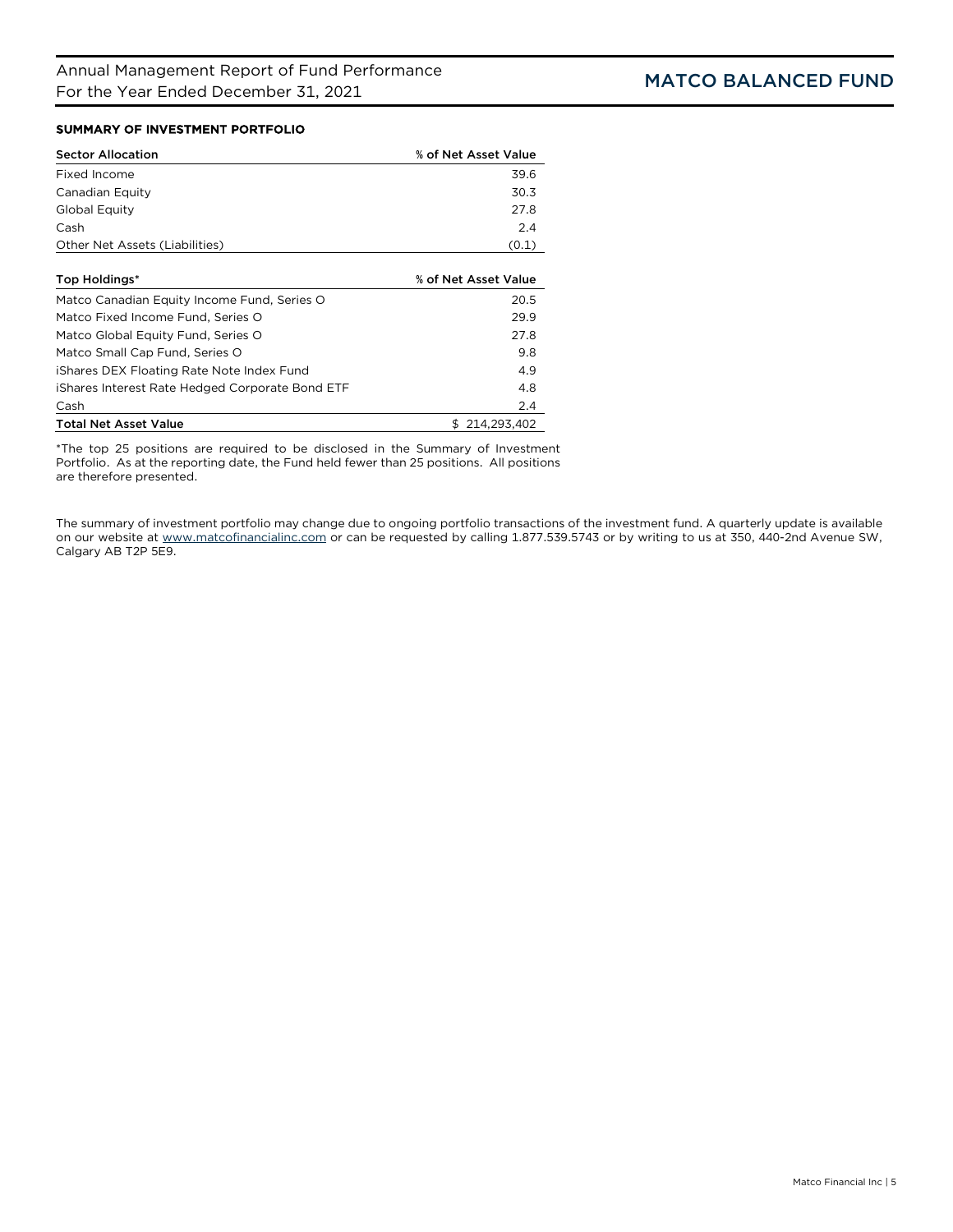## SUMMARY OF INVESTMENT PORTFOLIO

| Sector Allocation | % of Net Asset Value |
|---|---|
| Fixed Income | 39.6 |
| Canadian Equity | 30.3 |
| Global Equity | 27.8 |
| Cash | 2.4 |
| Other Net Assets (Liabilities) | (0.1) |

| Top Holdings* | % of Net Asset Value |
|---|---|
| Matco Canadian Equity Income Fund, Series O | 20.5 |
| Matco Fixed Income Fund, Series O | 29.9 |
| Matco Global Equity Fund, Series O | 27.8 |
| Matco Small Cap Fund, Series O | 9.8 |
| iShares DEX Floating Rate Note Index Fund | 4.9 |
| iShares Interest Rate Hedged Corporate Bond ETF | 4.8 |
| Cash | 2.4 |
| **Total Net Asset Value** | $ 214,293,402 |

*The top 25 positions are required to be disclosed in the Summary of Investment Portfolio. As at the reporting date, the Fund held fewer than 25 positions. All positions are therefore presented.

The summary of investment portfolio may change due to ongoing portfolio transactions of the investment fund. A quarterly update is available on our website at www.matcofinancialinc.com or can be requested by calling 1.877.539.5743 or by writing to us at 350, 440-2nd Avenue SW, Calgary AB T2P 5E9.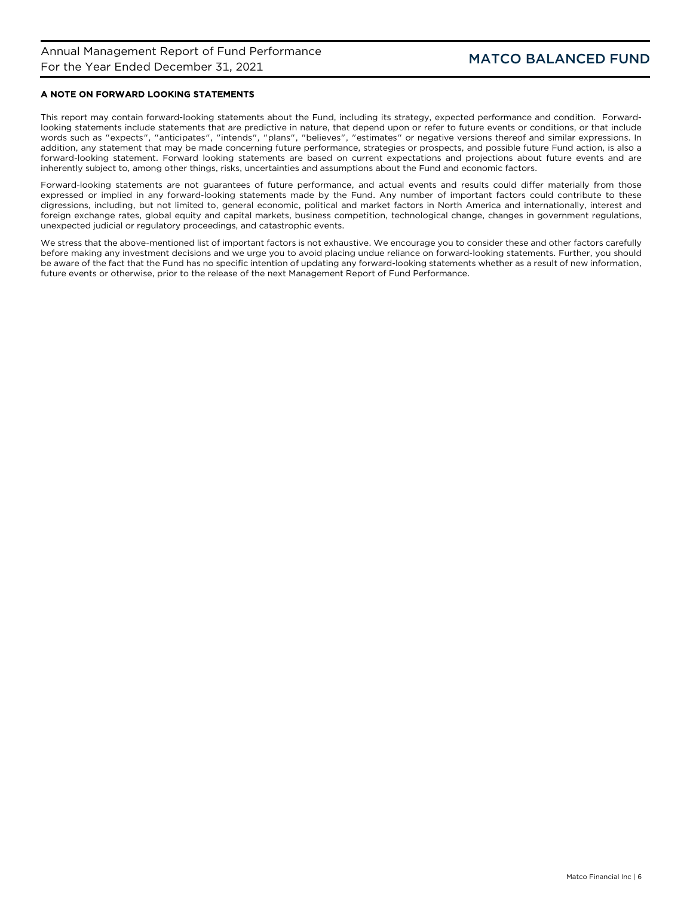## A NOTE ON FORWARD LOOKING STATEMENTS

This report may contain forward-looking statements about the Fund, including its strategy, expected performance and condition. Forward-looking statements include statements that are predictive in nature, that depend upon or refer to future events or conditions, or that include words such as "expects", "anticipates", "intends", "plans", "believes", "estimates" or negative versions thereof and similar expressions. In addition, any statement that may be made concerning future performance, strategies or prospects, and possible future Fund action, is also a forward-looking statement. Forward looking statements are based on current expectations and projections about future events and are inherently subject to, among other things, risks, uncertainties and assumptions about the Fund and economic factors.

Forward-looking statements are not guarantees of future performance, and actual events and results could differ materially from those expressed or implied in any forward-looking statements made by the Fund. Any number of important factors could contribute to these digressions, including, but not limited to, general economic, political and market factors in North America and internationally, interest and foreign exchange rates, global equity and capital markets, business competition, technological change, changes in government regulations, unexpected judicial or regulatory proceedings, and catastrophic events.

We stress that the above-mentioned list of important factors is not exhaustive. We encourage you to consider these and other factors carefully before making any investment decisions and we urge you to avoid placing undue reliance on forward-looking statements. Further, you should be aware of the fact that the Fund has no specific intention of updating any forward-looking statements whether as a result of new information, future events or otherwise, prior to the release of the next Management Report of Fund Performance.